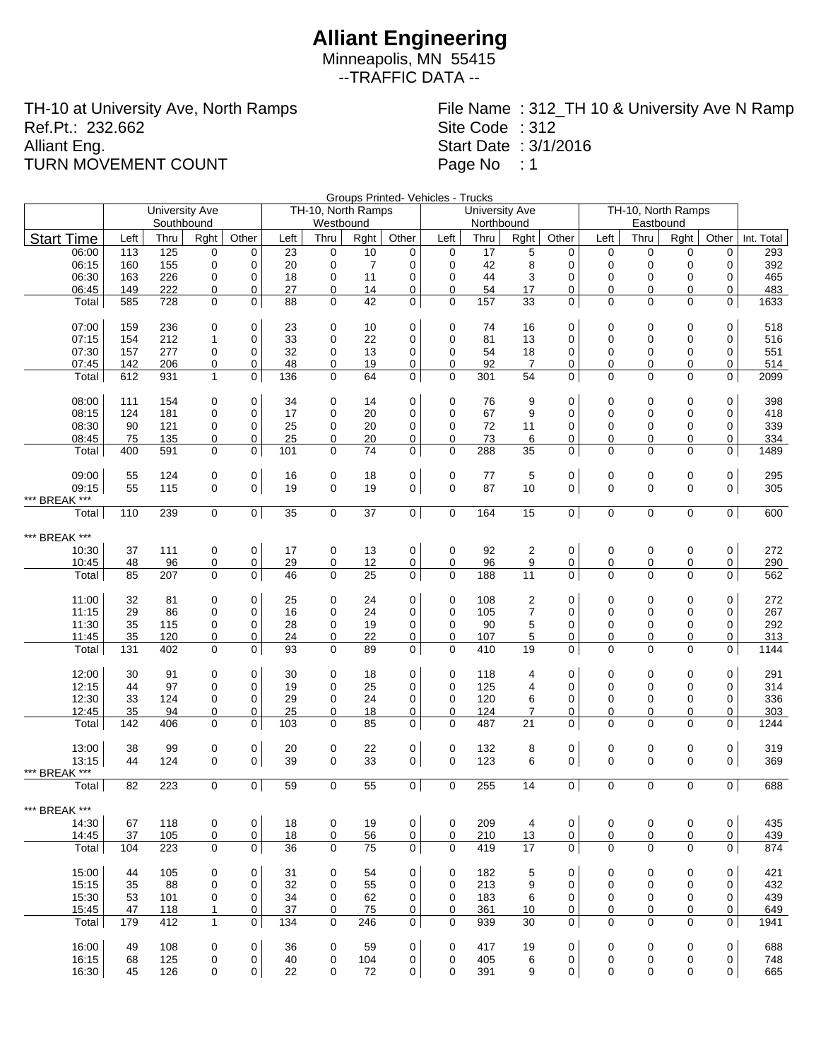# Alliant Engineering

Minneapolis, MN 55415

--TRAFFIC DATA --

TH-10 at University Ave, North Ramps
Ref.Pt.: 232.662
Alliant Eng.
TURN MOVEMENT COUNT

File Name : 312_TH 10 & University Ave N Ramp
Site Code : 312
Start Date : 3/1/2016
Page No : 1

Groups Printed- Vehicles - Trucks

| | University Ave Southbound | | | | TH-10, North Ramps Westbound | | | | University Ave Northbound | | | | TH-10, North Ramps Eastbound | | | | |
|---|---|---|---|---|---|---|---|---|---|---|---|---|---|---|---|---|---|
| Start Time | Left | Thru | Rght | Other | Left | Thru | Rght | Other | Left | Thru | Rght | Other | Left | Thru | Rght | Other | Int. Total |
| 06:00 | 113 | 125 | 0 | 0 | 23 | 0 | 10 | 0 | 0 | 17 | 5 | 0 | 0 | 0 | 0 | 0 | 293 |
| 06:15 | 160 | 155 | 0 | 0 | 20 | 0 | 7 | 0 | 0 | 42 | 8 | 0 | 0 | 0 | 0 | 0 | 392 |
| 06:30 | 163 | 226 | 0 | 0 | 18 | 0 | 11 | 0 | 0 | 44 | 3 | 0 | 0 | 0 | 0 | 0 | 465 |
| 06:45 | 149 | 222 | 0 | 0 | 27 | 0 | 14 | 0 | 0 | 54 | 17 | 0 | 0 | 0 | 0 | 0 | 483 |
| Total | 585 | 728 | 0 | 0 | 88 | 0 | 42 | 0 | 0 | 157 | 33 | 0 | 0 | 0 | 0 | 0 | 1633 |
| 07:00 | 159 | 236 | 0 | 0 | 23 | 0 | 10 | 0 | 0 | 74 | 16 | 0 | 0 | 0 | 0 | 0 | 518 |
| 07:15 | 154 | 212 | 1 | 0 | 33 | 0 | 22 | 0 | 0 | 81 | 13 | 0 | 0 | 0 | 0 | 0 | 516 |
| 07:30 | 157 | 277 | 0 | 0 | 32 | 0 | 13 | 0 | 0 | 54 | 18 | 0 | 0 | 0 | 0 | 0 | 551 |
| 07:45 | 142 | 206 | 0 | 0 | 48 | 0 | 19 | 0 | 0 | 92 | 7 | 0 | 0 | 0 | 0 | 0 | 514 |
| Total | 612 | 931 | 1 | 0 | 136 | 0 | 64 | 0 | 0 | 301 | 54 | 0 | 0 | 0 | 0 | 0 | 2099 |
| 08:00 | 111 | 154 | 0 | 0 | 34 | 0 | 14 | 0 | 0 | 76 | 9 | 0 | 0 | 0 | 0 | 0 | 398 |
| 08:15 | 124 | 181 | 0 | 0 | 17 | 0 | 20 | 0 | 0 | 67 | 9 | 0 | 0 | 0 | 0 | 0 | 418 |
| 08:30 | 90 | 121 | 0 | 0 | 25 | 0 | 20 | 0 | 0 | 72 | 11 | 0 | 0 | 0 | 0 | 0 | 339 |
| 08:45 | 75 | 135 | 0 | 0 | 25 | 0 | 20 | 0 | 0 | 73 | 6 | 0 | 0 | 0 | 0 | 0 | 334 |
| Total | 400 | 591 | 0 | 0 | 101 | 0 | 74 | 0 | 0 | 288 | 35 | 0 | 0 | 0 | 0 | 0 | 1489 |
| 09:00 | 55 | 124 | 0 | 0 | 16 | 0 | 18 | 0 | 0 | 77 | 5 | 0 | 0 | 0 | 0 | 0 | 295 |
| 09:15 | 55 | 115 | 0 | 0 | 19 | 0 | 19 | 0 | 0 | 87 | 10 | 0 | 0 | 0 | 0 | 0 | 305 |
| *** BREAK *** | | | | | | | | | | | | | | | | | |
| Total | 110 | 239 | 0 | 0 | 35 | 0 | 37 | 0 | 0 | 164 | 15 | 0 | 0 | 0 | 0 | 0 | 600 |
| *** BREAK *** | | | | | | | | | | | | | | | | | |
| 10:30 | 37 | 111 | 0 | 0 | 17 | 0 | 13 | 0 | 0 | 92 | 2 | 0 | 0 | 0 | 0 | 0 | 272 |
| 10:45 | 48 | 96 | 0 | 0 | 29 | 0 | 12 | 0 | 0 | 96 | 9 | 0 | 0 | 0 | 0 | 0 | 290 |
| Total | 85 | 207 | 0 | 0 | 46 | 0 | 25 | 0 | 0 | 188 | 11 | 0 | 0 | 0 | 0 | 0 | 562 |
| 11:00 | 32 | 81 | 0 | 0 | 25 | 0 | 24 | 0 | 0 | 108 | 2 | 0 | 0 | 0 | 0 | 0 | 272 |
| 11:15 | 29 | 86 | 0 | 0 | 16 | 0 | 24 | 0 | 0 | 105 | 7 | 0 | 0 | 0 | 0 | 0 | 267 |
| 11:30 | 35 | 115 | 0 | 0 | 28 | 0 | 19 | 0 | 0 | 90 | 5 | 0 | 0 | 0 | 0 | 0 | 292 |
| 11:45 | 35 | 120 | 0 | 0 | 24 | 0 | 22 | 0 | 0 | 107 | 5 | 0 | 0 | 0 | 0 | 0 | 313 |
| Total | 131 | 402 | 0 | 0 | 93 | 0 | 89 | 0 | 0 | 410 | 19 | 0 | 0 | 0 | 0 | 0 | 1144 |
| 12:00 | 30 | 91 | 0 | 0 | 30 | 0 | 18 | 0 | 0 | 118 | 4 | 0 | 0 | 0 | 0 | 0 | 291 |
| 12:15 | 44 | 97 | 0 | 0 | 19 | 0 | 25 | 0 | 0 | 125 | 4 | 0 | 0 | 0 | 0 | 0 | 314 |
| 12:30 | 33 | 124 | 0 | 0 | 29 | 0 | 24 | 0 | 0 | 120 | 6 | 0 | 0 | 0 | 0 | 0 | 336 |
| 12:45 | 35 | 94 | 0 | 0 | 25 | 0 | 18 | 0 | 0 | 124 | 7 | 0 | 0 | 0 | 0 | 0 | 303 |
| Total | 142 | 406 | 0 | 0 | 103 | 0 | 85 | 0 | 0 | 487 | 21 | 0 | 0 | 0 | 0 | 0 | 1244 |
| 13:00 | 38 | 99 | 0 | 0 | 20 | 0 | 22 | 0 | 0 | 132 | 8 | 0 | 0 | 0 | 0 | 0 | 319 |
| 13:15 | 44 | 124 | 0 | 0 | 39 | 0 | 33 | 0 | 0 | 123 | 6 | 0 | 0 | 0 | 0 | 0 | 369 |
| *** BREAK *** | | | | | | | | | | | | | | | | | |
| Total | 82 | 223 | 0 | 0 | 59 | 0 | 55 | 0 | 0 | 255 | 14 | 0 | 0 | 0 | 0 | 0 | 688 |
| *** BREAK *** | | | | | | | | | | | | | | | | | |
| 14:30 | 67 | 118 | 0 | 0 | 18 | 0 | 19 | 0 | 0 | 209 | 4 | 0 | 0 | 0 | 0 | 0 | 435 |
| 14:45 | 37 | 105 | 0 | 0 | 18 | 0 | 56 | 0 | 0 | 210 | 13 | 0 | 0 | 0 | 0 | 0 | 439 |
| Total | 104 | 223 | 0 | 0 | 36 | 0 | 75 | 0 | 0 | 419 | 17 | 0 | 0 | 0 | 0 | 0 | 874 |
| 15:00 | 44 | 105 | 0 | 0 | 31 | 0 | 54 | 0 | 0 | 182 | 5 | 0 | 0 | 0 | 0 | 0 | 421 |
| 15:15 | 35 | 88 | 0 | 0 | 32 | 0 | 55 | 0 | 0 | 213 | 9 | 0 | 0 | 0 | 0 | 0 | 432 |
| 15:30 | 53 | 101 | 0 | 0 | 34 | 0 | 62 | 0 | 0 | 183 | 6 | 0 | 0 | 0 | 0 | 0 | 439 |
| 15:45 | 47 | 118 | 1 | 0 | 37 | 0 | 75 | 0 | 0 | 361 | 10 | 0 | 0 | 0 | 0 | 0 | 649 |
| Total | 179 | 412 | 1 | 0 | 134 | 0 | 246 | 0 | 0 | 939 | 30 | 0 | 0 | 0 | 0 | 0 | 1941 |
| 16:00 | 49 | 108 | 0 | 0 | 36 | 0 | 59 | 0 | 0 | 417 | 19 | 0 | 0 | 0 | 0 | 0 | 688 |
| 16:15 | 68 | 125 | 0 | 0 | 40 | 0 | 104 | 0 | 0 | 405 | 6 | 0 | 0 | 0 | 0 | 0 | 748 |
| 16:30 | 45 | 126 | 0 | 0 | 22 | 0 | 72 | 0 | 0 | 391 | 9 | 0 | 0 | 0 | 0 | 0 | 665 |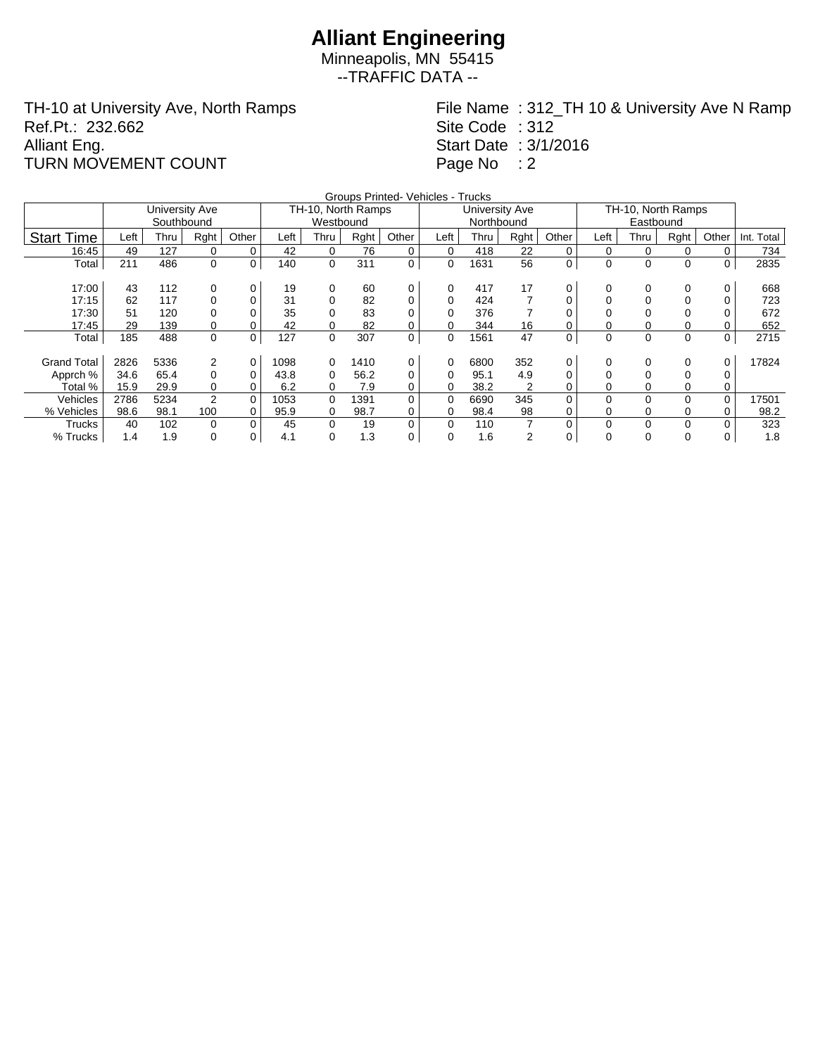# Alliant Engineering

Minneapolis, MN 55415

--TRAFFIC DATA --

TH-10 at University Ave, North Ramps
Ref.Pt.: 232.662
Alliant Eng.
TURN MOVEMENT COUNT

File Name : 312_TH 10 & University Ave N Ramp
Site Code : 312
Start Date : 3/1/2016
Page No : 2

Groups Printed- Vehicles - Trucks

| | University Ave Southbound | | | | TH-10, North Ramps Westbound | | | | University Ave Northbound | | | | TH-10, North Ramps Eastbound | | | | |
|---|---|---|---|---|---|---|---|---|---|---|---|---|---|---|---|---|---|
| Start Time | Left | Thru | Rght | Other | Left | Thru | Rght | Other | Left | Thru | Rght | Other | Left | Thru | Rght | Other | Int. Total |
| 16:45 | 49 | 127 | 0 | 0 | 42 | 0 | 76 | 0 | 0 | 418 | 22 | 0 | 0 | 0 | 0 | 0 | 734 |
| Total | 211 | 486 | 0 | 0 | 140 | 0 | 311 | 0 | 0 | 1631 | 56 | 0 | 0 | 0 | 0 | 0 | 2835 |
| 17:00 | 43 | 112 | 0 | 0 | 19 | 0 | 60 | 0 | 0 | 417 | 17 | 0 | 0 | 0 | 0 | 0 | 668 |
| 17:15 | 62 | 117 | 0 | 0 | 31 | 0 | 82 | 0 | 0 | 424 | 7 | 0 | 0 | 0 | 0 | 0 | 723 |
| 17:30 | 51 | 120 | 0 | 0 | 35 | 0 | 83 | 0 | 0 | 376 | 7 | 0 | 0 | 0 | 0 | 0 | 672 |
| 17:45 | 29 | 139 | 0 | 0 | 42 | 0 | 82 | 0 | 0 | 344 | 16 | 0 | 0 | 0 | 0 | 0 | 652 |
| Total | 185 | 488 | 0 | 0 | 127 | 0 | 307 | 0 | 0 | 1561 | 47 | 0 | 0 | 0 | 0 | 0 | 2715 |
| Grand Total | 2826 | 5336 | 2 | 0 | 1098 | 0 | 1410 | 0 | 0 | 6800 | 352 | 0 | 0 | 0 | 0 | 0 | 17824 |
| Apprch % | 34.6 | 65.4 | 0 | 0 | 43.8 | 0 | 56.2 | 0 | 0 | 95.1 | 4.9 | 0 | 0 | 0 | 0 | 0 | |
| Total % | 15.9 | 29.9 | 0 | 0 | 6.2 | 0 | 7.9 | 0 | 0 | 38.2 | 2 | 0 | 0 | 0 | 0 | 0 | |
| Vehicles | 2786 | 5234 | 2 | 0 | 1053 | 0 | 1391 | 0 | 0 | 6690 | 345 | 0 | 0 | 0 | 0 | 0 | 17501 |
| % Vehicles | 98.6 | 98.1 | 100 | 0 | 95.9 | 0 | 98.7 | 0 | 0 | 98.4 | 98 | 0 | 0 | 0 | 0 | 0 | 98.2 |
| Trucks | 40 | 102 | 0 | 0 | 45 | 0 | 19 | 0 | 0 | 110 | 7 | 0 | 0 | 0 | 0 | 0 | 323 |
| % Trucks | 1.4 | 1.9 | 0 | 0 | 4.1 | 0 | 1.3 | 0 | 0 | 1.6 | 2 | 0 | 0 | 0 | 0 | 0 | 1.8 |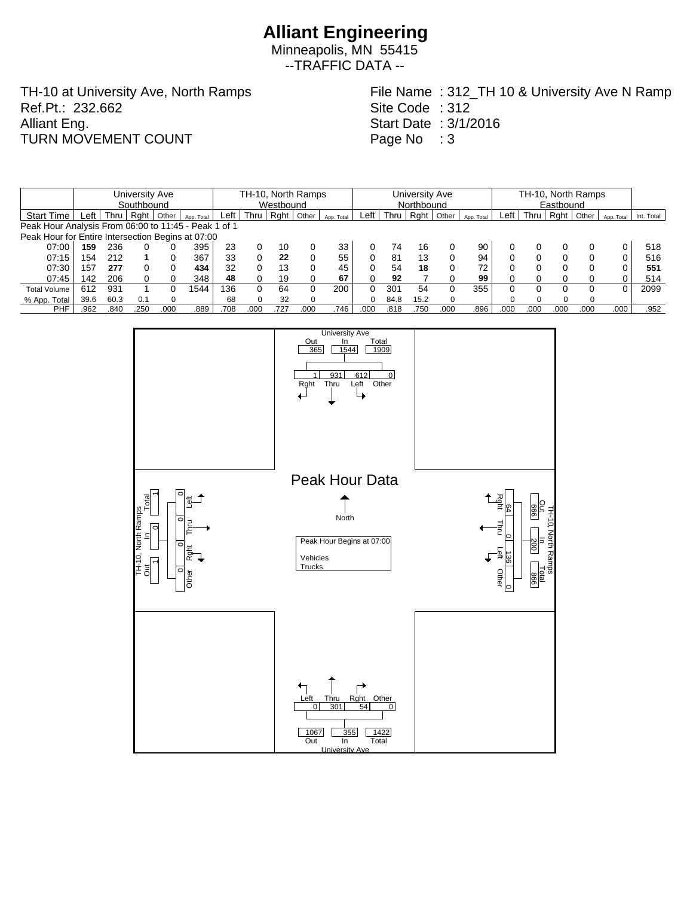# Alliant Engineering

Minneapolis, MN 55415

--TRAFFIC DATA --

TH-10 at University Ave, North Ramps
Ref.Pt.: 232.662
Alliant Eng.
TURN MOVEMENT COUNT

File Name : 312_TH 10 & University Ave N Ramp
Site Code : 312
Start Date : 3/1/2016
Page No : 3

| | University Ave Southbound | | | | | TH-10, North Ramps Westbound | | | | | University Ave Northbound | | | | | TH-10, North Ramps Eastbound | | | | | |
|---|---|---|---|---|---|---|---|---|---|---|---|---|---|---|---|---|---|---|---|---|---|
| Start Time | Left | Thru | Rght | Other | App. Total | Left | Thru | Rght | Other | App. Total | Left | Thru | Rght | Other | App. Total | Left | Thru | Rght | Other | App. Total | Int. Total |
| Peak Hour Analysis From 06:00 to 11:45 - Peak 1 of 1 | | | | | | | | | | | | | | | | | | | | | |
| Peak Hour for Entire Intersection Begins at 07:00 | | | | | | | | | | | | | | | | | | | | | |
| 07:00 | **159** | 236 | 0 | 0 | 395 | 23 | 0 | 10 | 0 | 33 | 0 | 74 | 16 | 0 | 90 | 0 | 0 | 0 | 0 | 0 | 518 |
| 07:15 | 154 | 212 | **1** | 0 | 367 | 33 | 0 | **22** | 0 | 55 | 0 | 81 | 13 | 0 | 94 | 0 | 0 | 0 | 0 | 0 | 516 |
| 07:30 | 157 | **277** | 0 | 0 | **434** | 32 | 0 | 13 | 0 | 45 | 0 | 54 | **18** | 0 | 72 | 0 | 0 | 0 | 0 | 0 | **551** |
| 07:45 | 142 | 206 | 0 | 0 | 348 | **48** | 0 | 19 | 0 | **67** | 0 | **92** | 7 | 0 | **99** | 0 | 0 | 0 | 0 | 0 | 514 |
| Total Volume | 612 | 931 | 1 | 0 | 1544 | 136 | 0 | 64 | 0 | 200 | 0 | 301 | 54 | 0 | 355 | 0 | 0 | 0 | 0 | 0 | 2099 |
| % App. Total | 39.6 | 60.3 | 0.1 | 0 | | 68 | 0 | 32 | 0 | | 0 | 84.8 | 15.2 | 0 | | 0 | 0 | 0 | 0 | | |
| PHF | .962 | .840 | .250 | .000 | .889 | .708 | .000 | .727 | .000 | .746 | .000 | .818 | .750 | .000 | .896 | .000 | .000 | .000 | .000 | .000 | .952 |

## Peak Hour Data

Peak Hour Begins at 07:00

Vehicles
Trucks

**University Ave (North approach):** Out 365 | In 1544 | Total 1909
Rght 1 | Thru 931 | Left 612 | Other 0

**TH-10, North Ramps (East approach):** Out 666 | In 200 | Total 866
Rght 64 | Thru 0 | Left 136 | Other 0

**University Ave (South approach):** Out 1067 | In 355 | Total 1422
Left 0 | Thru 301 | Rght 54 | Other 0

**TH-10, North Ramps (West approach):** Out 1 | In 0 | Total 1
Left 0 | Thru 0 | Rght 0 | Other 0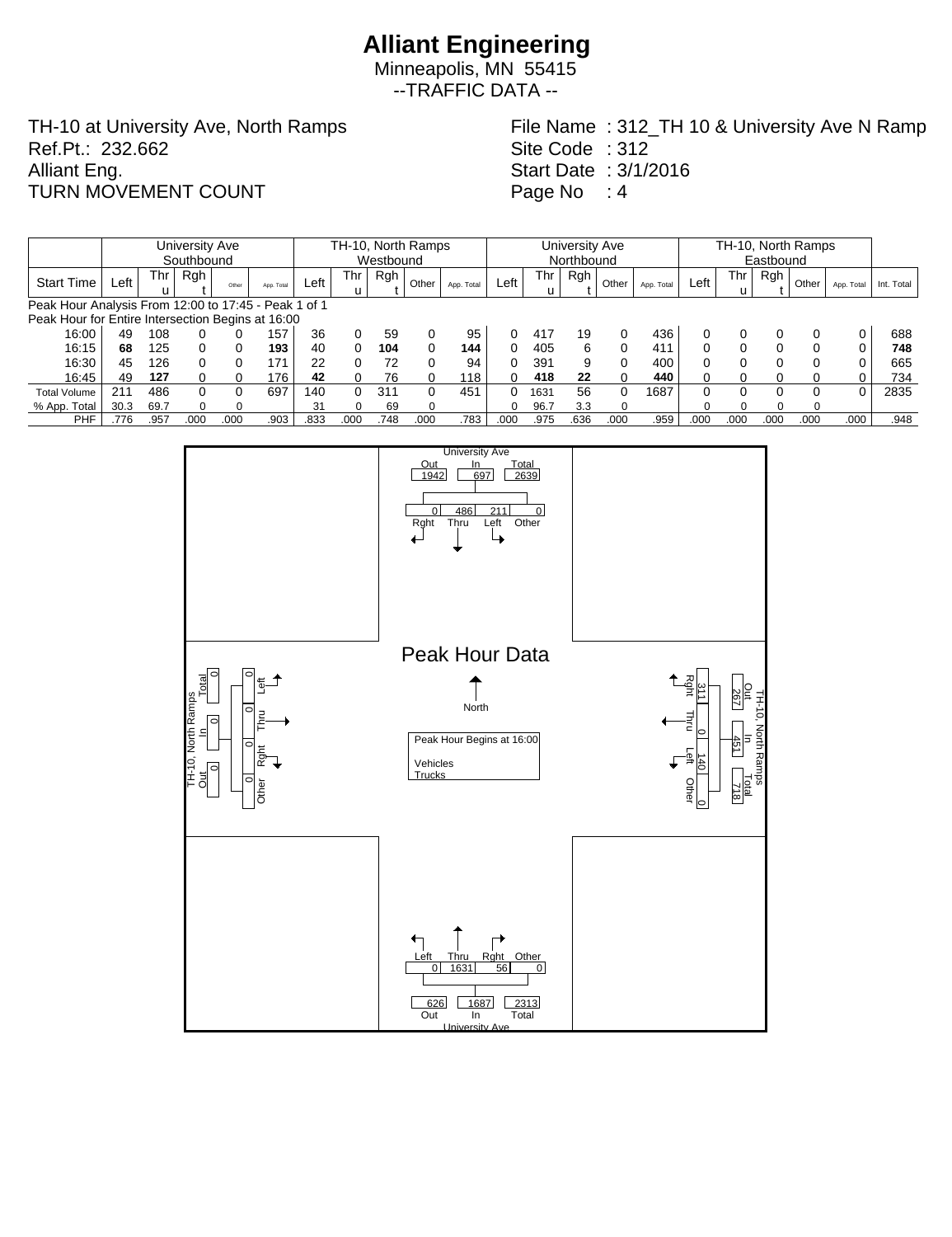# Alliant Engineering

Minneapolis, MN 55415
--TRAFFIC DATA --

TH-10 at University Ave, North Ramps
Ref.Pt.: 232.662
Alliant Eng.
TURN MOVEMENT COUNT

File Name : 312_TH 10 & University Ave N Ramp
Site Code : 312
Start Date : 3/1/2016
Page No : 4

| | University Ave Southbound | | | | | TH-10, North Ramps Westbound | | | | | University Ave Northbound | | | | | TH-10, North Ramps Eastbound | | | | | |
|---|---|---|---|---|---|---|---|---|---|---|---|---|---|---|---|---|---|---|---|---|---|
| Start Time | Left | Thru | Rght | Other | App. Total | Left | Thru | Rght | Other | App. Total | Left | Thru | Rght | Other | App. Total | Left | Thru | Rght | Other | App. Total | Int. Total |
| Peak Hour Analysis From 12:00 to 17:45 - Peak 1 of 1 | | | | | | | | | | | | | | | | | | | | | |
| Peak Hour for Entire Intersection Begins at 16:00 | | | | | | | | | | | | | | | | | | | | | |
| 16:00 | 49 | 108 | 0 | 0 | 157 | 36 | 0 | 59 | 0 | 95 | 0 | 417 | 19 | 0 | 436 | 0 | 0 | 0 | 0 | 0 | 688 |
| 16:15 | **68** | 125 | 0 | 0 | **193** | 40 | 0 | **104** | 0 | **144** | 0 | 405 | 6 | 0 | 411 | 0 | 0 | 0 | 0 | 0 | **748** |
| 16:30 | 45 | 126 | 0 | 0 | 171 | 22 | 0 | 72 | 0 | 94 | 0 | 391 | 9 | 0 | 400 | 0 | 0 | 0 | 0 | 0 | 665 |
| 16:45 | 49 | **127** | 0 | 0 | 176 | **42** | 0 | 76 | 0 | 118 | 0 | **418** | **22** | 0 | **440** | 0 | 0 | 0 | 0 | 0 | 734 |
| Total Volume | 211 | 486 | 0 | 0 | 697 | 140 | 0 | 311 | 0 | 451 | 0 | 1631 | 56 | 0 | 1687 | 0 | 0 | 0 | 0 | 0 | 2835 |
| % App. Total | 30.3 | 69.7 | 0 | 0 | | 31 | 0 | 69 | 0 | | 0 | 96.7 | 3.3 | 0 | | 0 | 0 | 0 | 0 | | |
| PHF | .776 | .957 | .000 | .000 | .903 | .833 | .000 | .748 | .000 | .783 | .000 | .975 | .636 | .000 | .959 | .000 | .000 | .000 | .000 | .000 | .948 |

University Ave
Out 1942 In 697 Total 2639
Rght 0 Thru 486 Left 211 Other 0

Peak Hour Data

North

Peak Hour Begins at 16:00

Vehicles
Trucks

TH-10, North Ramps (West)
Out 0 In 0 Total 0
Left 0 Thru 0 Rght 0 Other 0

TH-10, North Ramps (East)
Out 267 In 451 Total 718
Rght 311 Thru 0 Left 140 Other 0

University Ave (South)
Left 0 Thru 1631 Rght 56 Other 0
Out 626 In 1687 Total 2313